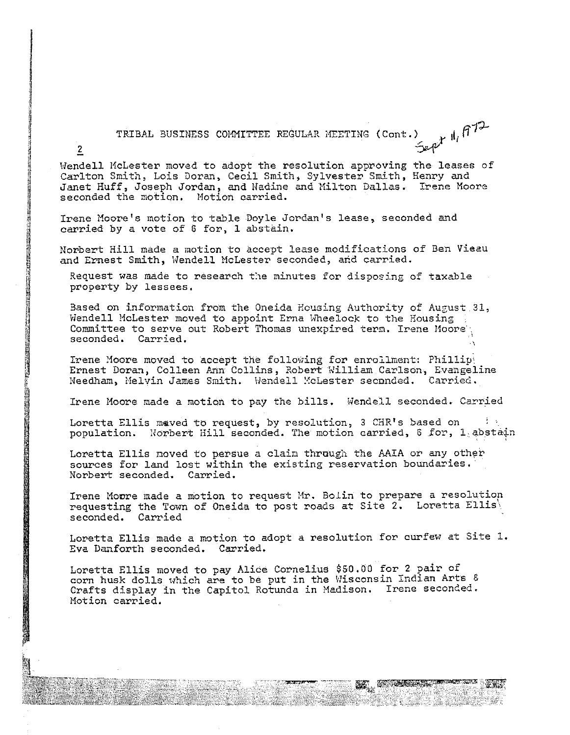TRIBAL BUSINESS COMMITTEE REGULAR MEETING (Cont.) Sept 11, 1972

Wendell McLester moved to adopt the resolution approving the leases of Carlton Smith, Lois Doran, Cecil Smith, Sylvester Smith, Henry and Janet Huff, Joseph Jordan, and Nadine and Milton Dallas. Irene Moore seconded the motion. Motion carried.

Irene Moore's motion to table Doyle Jordan's lease, seconded and carried by a vote of 6 for, 1 abstain.

Norbert Hill made a motion to accept lease modifications of Ben Vieau and Ernest Smith, Wendell McLester seconded, and carried.

Request was made to research the minutes for disposing of taxable property by lessees.

Based on information from the Oneida Housing Authority of August 31, Wendell McLester moved to appoint Erna Wheelock to the Housing Committee to serve out Robert Thomas unexpired term. Irene Moore seconded. Carried.

Irene Moore moved to accept the following for enrollment: Phillip Ernest Doran, Colleen Ann Collins, Robert William Carlson, Evangeline Needham, Melvin James Smith. Wendell McLester seconded. Carried.

Irene Moore made a motion to pay the bills. Wendell seconded. Carried

Loretta Ellis moved to request, by resolution, 3 CHR's based on population. Norbert Hill seconded. The motion carried, 6 for, 1 abstain

Loretta Ellis moved to persue a claim through the AAIA or any other sources for land lost within the existing reservation boundaries. Norbert seconded. Carried.

Irene Moore made a motion to request Mr. Bolin to prepare a resolution requesting the Town of Oneida to post roads at Site 2. Loretta Ellis seconded. Carried

Loretta Ellis made a motion to adopt a resolution for curfew at Site 1. Eva Danforth seconded. Carried.

Loretta Ellis moved to pay Alice Cornelius $50.00 for 2 pair of corn husk dolls which are to be put in the Wisconsin Indian Arts & Crafts display in the Capitol Rotunda in Madison. Irene seconded. Motion carried.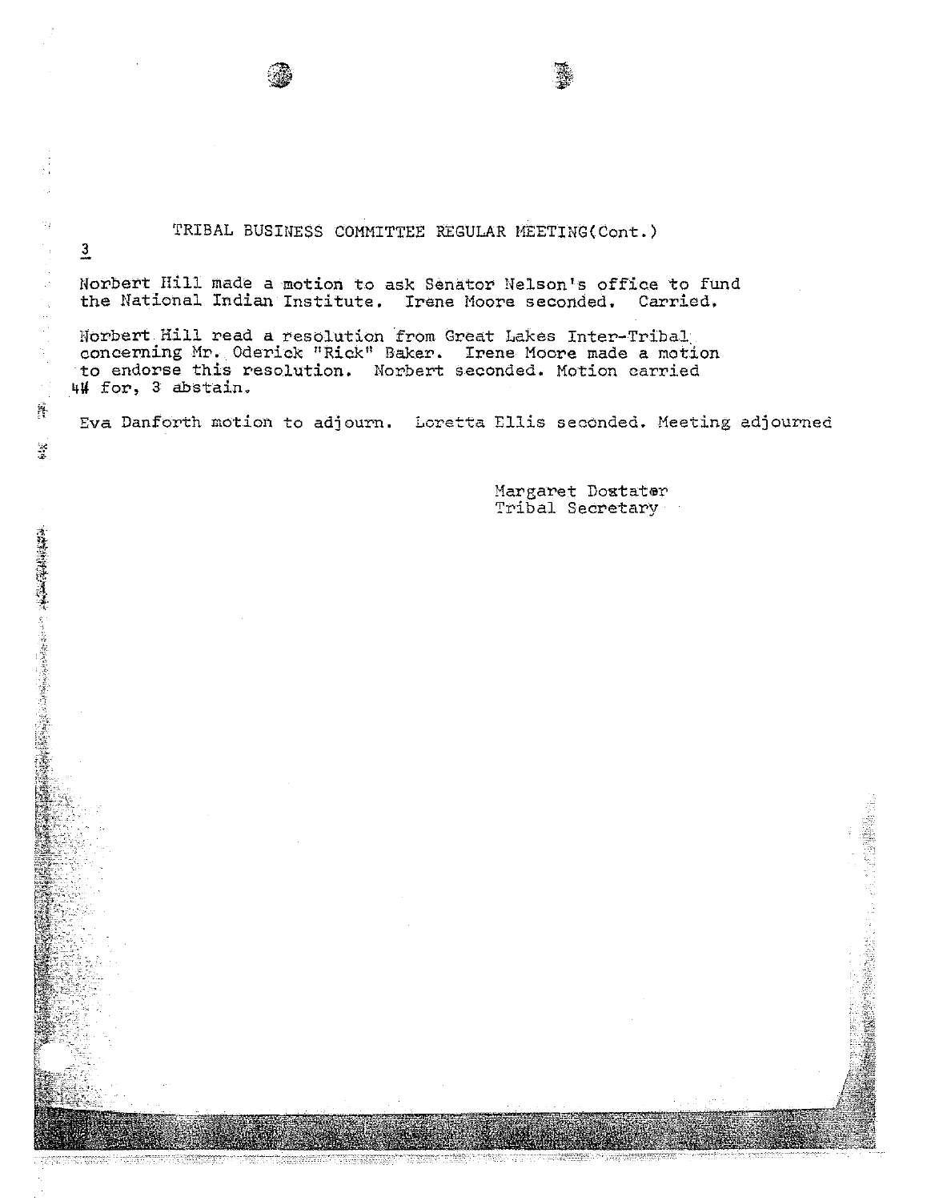TRIBAL BUSINESS COMMITTEE REGULAR MEETING(Cont.)

3

Norbert Hill made a motion to ask Senator Nelson's office to fund the National Indian Institute. Irene Moore seconded. Carried.

Norbert Hill read a resolution from Great Lakes Inter-Tribal concerning Mr. Oderick "Rick" Baker. Irene Moore made a motion to endorse this resolution. Norbert seconded. Motion carried 4# for, 3 abstain.

Eva Danforth motion to adjourn. Loretta Ellis seconded. Meeting adjourned

Margaret Doxtater
Tribal Secretary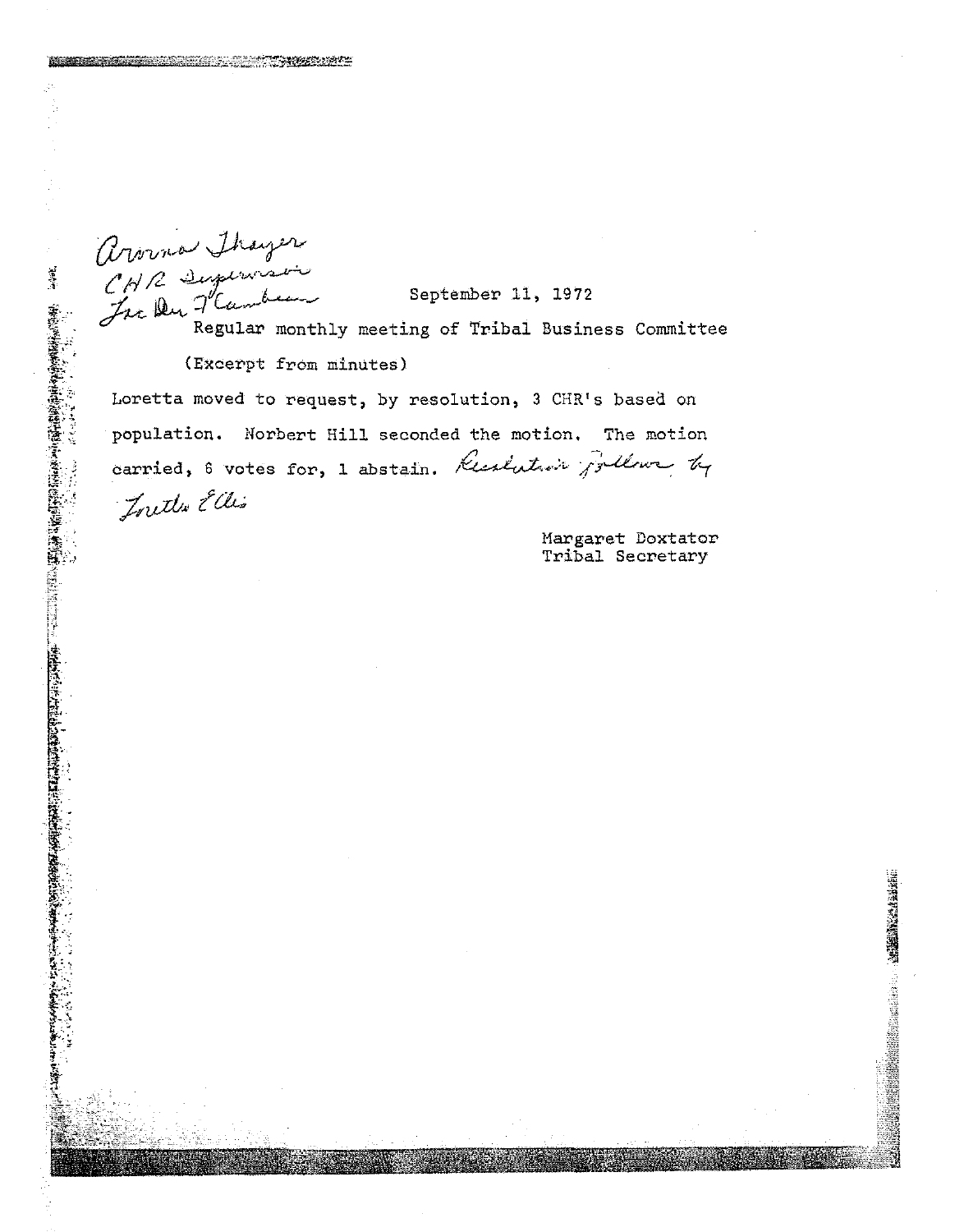Aronna Thayer
CHR Supervisor
Lac Du Flambeau

September 11, 1972

Regular monthly meeting of Tribal Business Committee

(Excerpt from minutes)

Loretta moved to request, by resolution, 3 CHR's based on population. Norbert Hill seconded the motion. The motion carried, 6 votes for, 1 abstain. Resolution follows by Loretta Ellis

Margaret Doxtator
Tribal Secretary